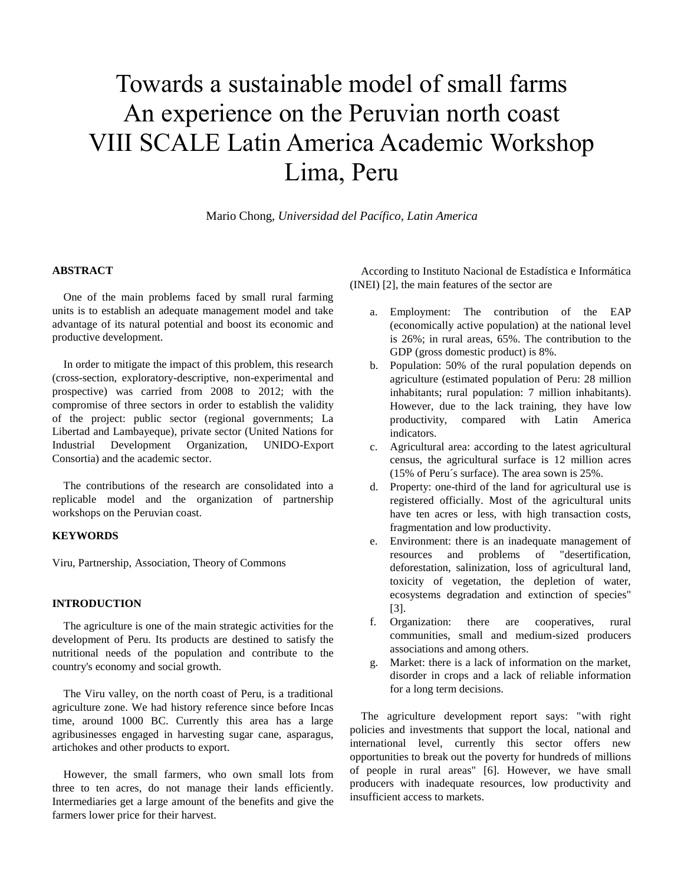# Towards a sustainable model of small farms An experience on the Peruvian north coast VIII SCALE Latin America Academic Workshop Lima, Peru

Mario Chong, *Universidad del Pacífico, Latin America*

## ABSTRACT

One of the main problems faced by small rural farming units is to establish an adequate management model and take advantage of its natural potential and boost its economic and productive development.

In order to mitigate the impact of this problem, this research (cross-section, exploratory-descriptive, non-experimental and prospective) was carried from 2008 to 2012; with the compromise of three sectors in order to establish the validity of the project: public sector (regional governments; La Libertad and Lambayeque), private sector (United Nations for Industrial Development Organization, UNIDO-Export Consortia) and the academic sector.

The contributions of the research are consolidated into a replicable model and the organization of partnership workshops on the Peruvian coast.

## KEYWORDS

Viru, Partnership, Association, Theory of Commons

## INTRODUCTION

The agriculture is one of the main strategic activities for the development of Peru. Its products are destined to satisfy the nutritional needs of the population and contribute to the country's economy and social growth.

The Viru valley, on the north coast of Peru, is a traditional agriculture zone. We had history reference since before Incas time, around 1000 BC. Currently this area has a large agribusinesses engaged in harvesting sugar cane, asparagus, artichokes and other products to export.

However, the small farmers, who own small lots from three to ten acres, do not manage their lands efficiently. Intermediaries get a large amount of the benefits and give the farmers lower price for their harvest.

According to Instituto Nacional de Estadística e Informática (INEI) [2], the main features of the sector are

a. Employment: The contribution of the EAP (economically active population) at the national level is 26%; in rural areas, 65%. The contribution to the GDP (gross domestic product) is 8%.
b. Population: 50% of the rural population depends on agriculture (estimated population of Peru: 28 million inhabitants; rural population: 7 million inhabitants). However, due to the lack training, they have low productivity, compared with Latin America indicators.
c. Agricultural area: according to the latest agricultural census, the agricultural surface is 12 million acres (15% of Peru´s surface). The area sown is 25%.
d. Property: one-third of the land for agricultural use is registered officially. Most of the agricultural units have ten acres or less, with high transaction costs, fragmentation and low productivity.
e. Environment: there is an inadequate management of resources and problems of "desertification, deforestation, salinization, loss of agricultural land, toxicity of vegetation, the depletion of water, ecosystems degradation and extinction of species" [3].
f. Organization: there are cooperatives, rural communities, small and medium-sized producers associations and among others.
g. Market: there is a lack of information on the market, disorder in crops and a lack of reliable information for a long term decisions.

The agriculture development report says: "with right policies and investments that support the local, national and international level, currently this sector offers new opportunities to break out the poverty for hundreds of millions of people in rural areas" [6]. However, we have small producers with inadequate resources, low productivity and insufficient access to markets.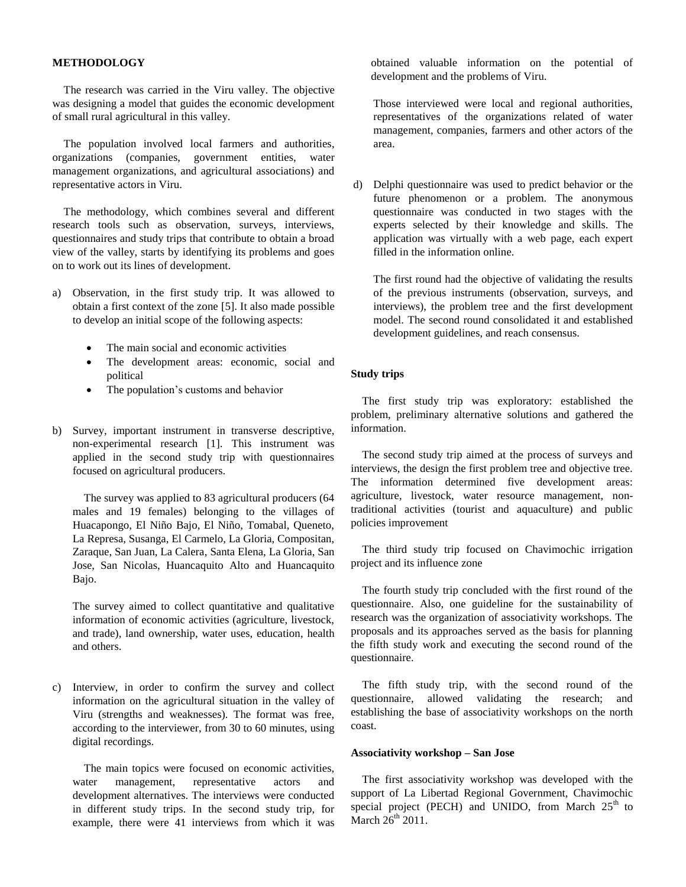## METHODOLOGY

The research was carried in the Viru valley. The objective was designing a model that guides the economic development of small rural agricultural in this valley.

The population involved local farmers and authorities, organizations (companies, government entities, water management organizations, and agricultural associations) and representative actors in Viru.

The methodology, which combines several and different research tools such as observation, surveys, interviews, questionnaires and study trips that contribute to obtain a broad view of the valley, starts by identifying its problems and goes on to work out its lines of development.

a) Observation, in the first study trip. It was allowed to obtain a first context of the zone [5]. It also made possible to develop an initial scope of the following aspects:

   - The main social and economic activities
   - The development areas: economic, social and political
   - The population's customs and behavior

b) Survey, important instrument in transverse descriptive, non-experimental research [1]. This instrument was applied in the second study trip with questionnaires focused on agricultural producers.

   The survey was applied to 83 agricultural producers (64 males and 19 females) belonging to the villages of Huacapongo, El Niño Bajo, El Niño, Tomabal, Queneto, La Represa, Susanga, El Carmelo, La Gloria, Compositan, Zaraque, San Juan, La Calera, Santa Elena, La Gloria, San Jose, San Nicolas, Huancaquito Alto and Huancaquito Bajo.

   The survey aimed to collect quantitative and qualitative information of economic activities (agriculture, livestock, and trade), land ownership, water uses, education, health and others.

c) Interview, in order to confirm the survey and collect information on the agricultural situation in the valley of Viru (strengths and weaknesses). The format was free, according to the interviewer, from 30 to 60 minutes, using digital recordings.

   The main topics were focused on economic activities, water management, representative actors and development alternatives. The interviews were conducted in different study trips. In the second study trip, for example, there were 41 interviews from which it was obtained valuable information on the potential of development and the problems of Viru.

   Those interviewed were local and regional authorities, representatives of the organizations related of water management, companies, farmers and other actors of the area.

d) Delphi questionnaire was used to predict behavior or the future phenomenon or a problem. The anonymous questionnaire was conducted in two stages with the experts selected by their knowledge and skills. The application was virtually with a web page, each expert filled in the information online.

   The first round had the objective of validating the results of the previous instruments (observation, surveys, and interviews), the problem tree and the first development model. The second round consolidated it and established development guidelines, and reach consensus.

### Study trips

The first study trip was exploratory: established the problem, preliminary alternative solutions and gathered the information.

The second study trip aimed at the process of surveys and interviews, the design the first problem tree and objective tree. The information determined five development areas: agriculture, livestock, water resource management, non-traditional activities (tourist and aquaculture) and public policies improvement

The third study trip focused on Chavimochic irrigation project and its influence zone

The fourth study trip concluded with the first round of the questionnaire. Also, one guideline for the sustainability of research was the organization of associativity workshops. The proposals and its approaches served as the basis for planning the fifth study work and executing the second round of the questionnaire.

The fifth study trip, with the second round of the questionnaire, allowed validating the research; and establishing the base of associativity workshops on the north coast.

### Associativity workshop – San Jose

The first associativity workshop was developed with the support of La Libertad Regional Government, Chavimochic special project (PECH) and UNIDO, from March 25th to March 26th 2011.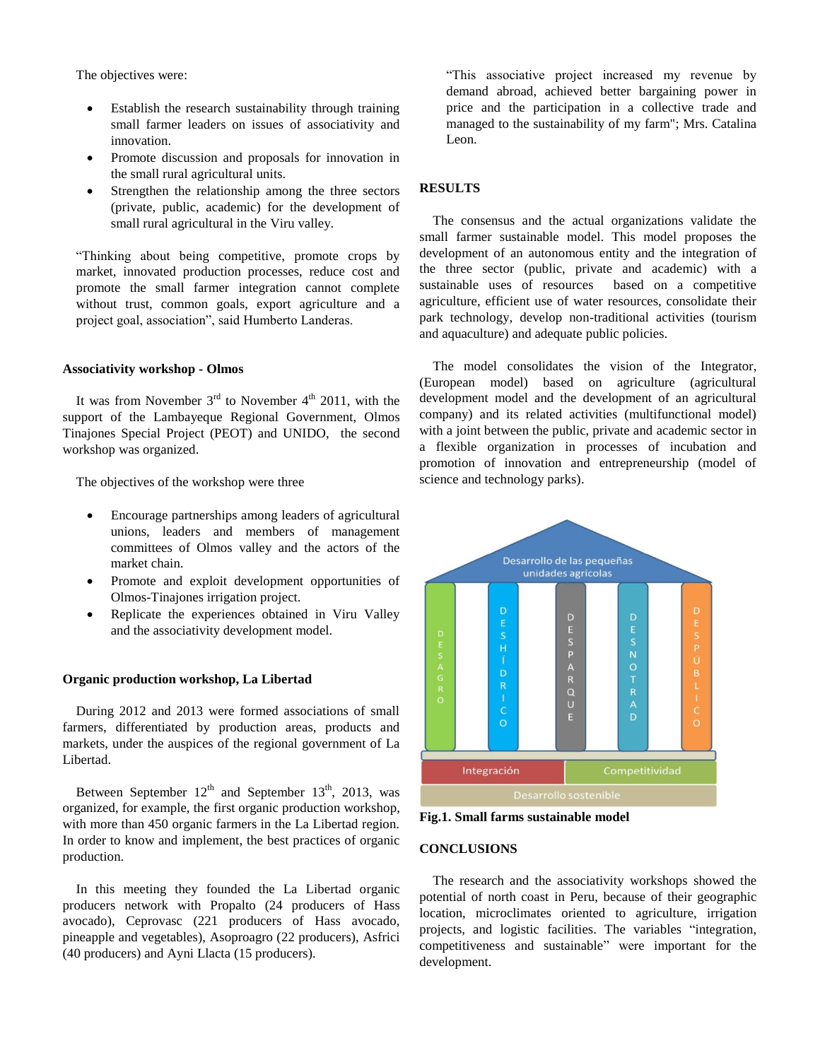The objectives were:

- Establish the research sustainability through training small farmer leaders on issues of associativity and innovation.
- Promote discussion and proposals for innovation in the small rural agricultural units.
- Strengthen the relationship among the three sectors (private, public, academic) for the development of small rural agricultural in the Viru valley.

"Thinking about being competitive, promote crops by market, innovated production processes, reduce cost and promote the small farmer integration cannot complete without trust, common goals, export agriculture and a project goal, association", said Humberto Landeras.

**Associativity workshop - Olmos**

It was from November 3rd to November 4th 2011, with the support of the Lambayeque Regional Government, Olmos Tinajones Special Project (PEOT) and UNIDO, the second workshop was organized.

The objectives of the workshop were three

- Encourage partnerships among leaders of agricultural unions, leaders and members of management committees of Olmos valley and the actors of the market chain.
- Promote and exploit development opportunities of Olmos-Tinajones irrigation project.
- Replicate the experiences obtained in Viru Valley and the associativity development model.

**Organic production workshop, La Libertad**

During 2012 and 2013 were formed associations of small farmers, differentiated by production areas, products and markets, under the auspices of the regional government of La Libertad.

Between September 12th and September 13th, 2013, was organized, for example, the first organic production workshop, with more than 450 organic farmers in the La Libertad region. In order to know and implement, the best practices of organic production.

In this meeting they founded the La Libertad organic producers network with Propalto (24 producers of Hass avocado), Ceprovasc (221 producers of Hass avocado, pineapple and vegetables), Asoproagro (22 producers), Asfrici (40 producers) and Ayni Llacta (15 producers).

"This associative project increased my revenue by demand abroad, achieved better bargaining power in price and the participation in a collective trade and managed to the sustainability of my farm"; Mrs. Catalina Leon.

## RESULTS

The consensus and the actual organizations validate the small farmer sustainable model. This model proposes the development of an autonomous entity and the integration of the three sector (public, private and academic) with a sustainable uses of resources based on a competitive agriculture, efficient use of water resources, consolidate their park technology, develop non-traditional activities (tourism and aquaculture) and adequate public policies.

The model consolidates the vision of the Integrator, (European model) based on agriculture (agricultural development model and the development of an agricultural company) and its related activities (multifunctional model) with a joint between the public, private and academic sector in a flexible organization in processes of incubation and promotion of innovation and entrepreneurship (model of science and technology parks).

Desarrollo de las pequeñas unidades agrícolas

DESAGRO | DESHÍDRICO | DESPARQUE | DESNOTRAD | DESPÚBLICO

Integración | Competitividad

Desarrollo sostenible

**Fig.1. Small farms sustainable model**

## CONCLUSIONS

The research and the associativity workshops showed the potential of north coast in Peru, because of their geographic location, microclimates oriented to agriculture, irrigation projects, and logistic facilities. The variables "integration, competitiveness and sustainable" were important for the development.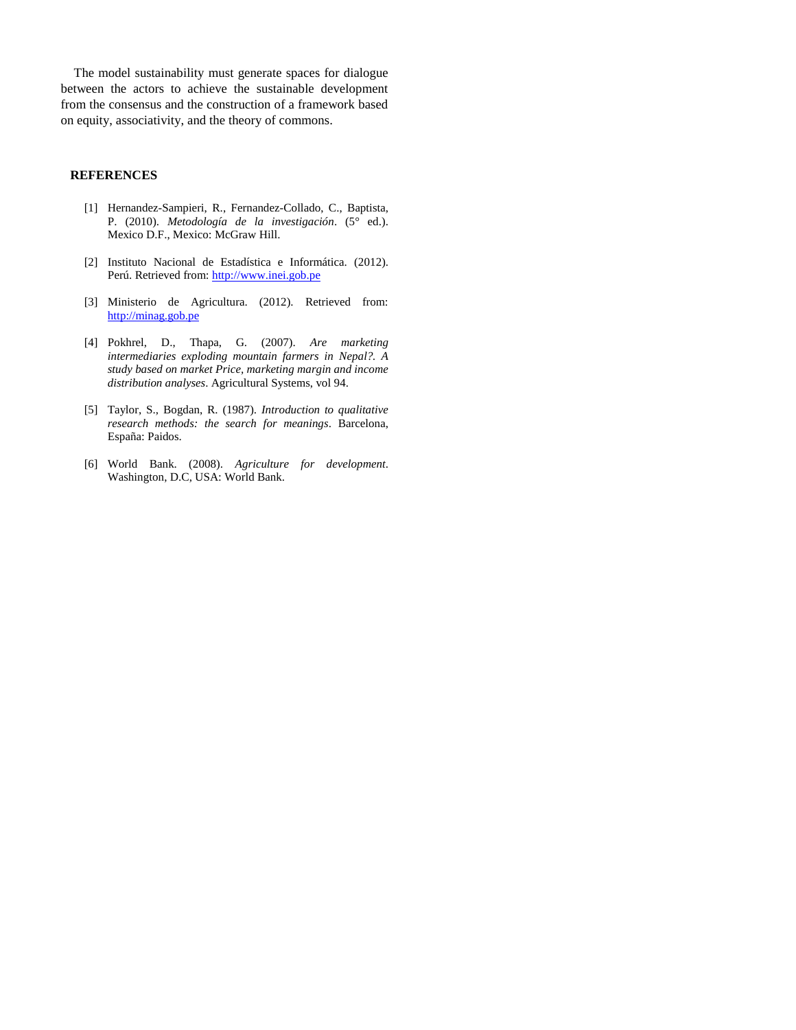The model sustainability must generate spaces for dialogue between the actors to achieve the sustainable development from the consensus and the construction of a framework based on equity, associativity, and the theory of commons.

## REFERENCES

[1] Hernandez-Sampieri, R., Fernandez-Collado, C., Baptista, P. (2010). *Metodología de la investigación*. (5° ed.). Mexico D.F., Mexico: McGraw Hill.

[2] Instituto Nacional de Estadística e Informática. (2012). Perú. Retrieved from: http://www.inei.gob.pe

[3] Ministerio de Agricultura. (2012). Retrieved from: http://minag.gob.pe

[4] Pokhrel, D., Thapa, G. (2007). *Are marketing intermediaries exploding mountain farmers in Nepal?. A study based on market Price, marketing margin and income distribution analyses*. Agricultural Systems, vol 94.

[5] Taylor, S., Bogdan, R. (1987). *Introduction to qualitative research methods: the search for meanings*. Barcelona, España: Paidos.

[6] World Bank. (2008). *Agriculture for development*. Washington, D.C, USA: World Bank.